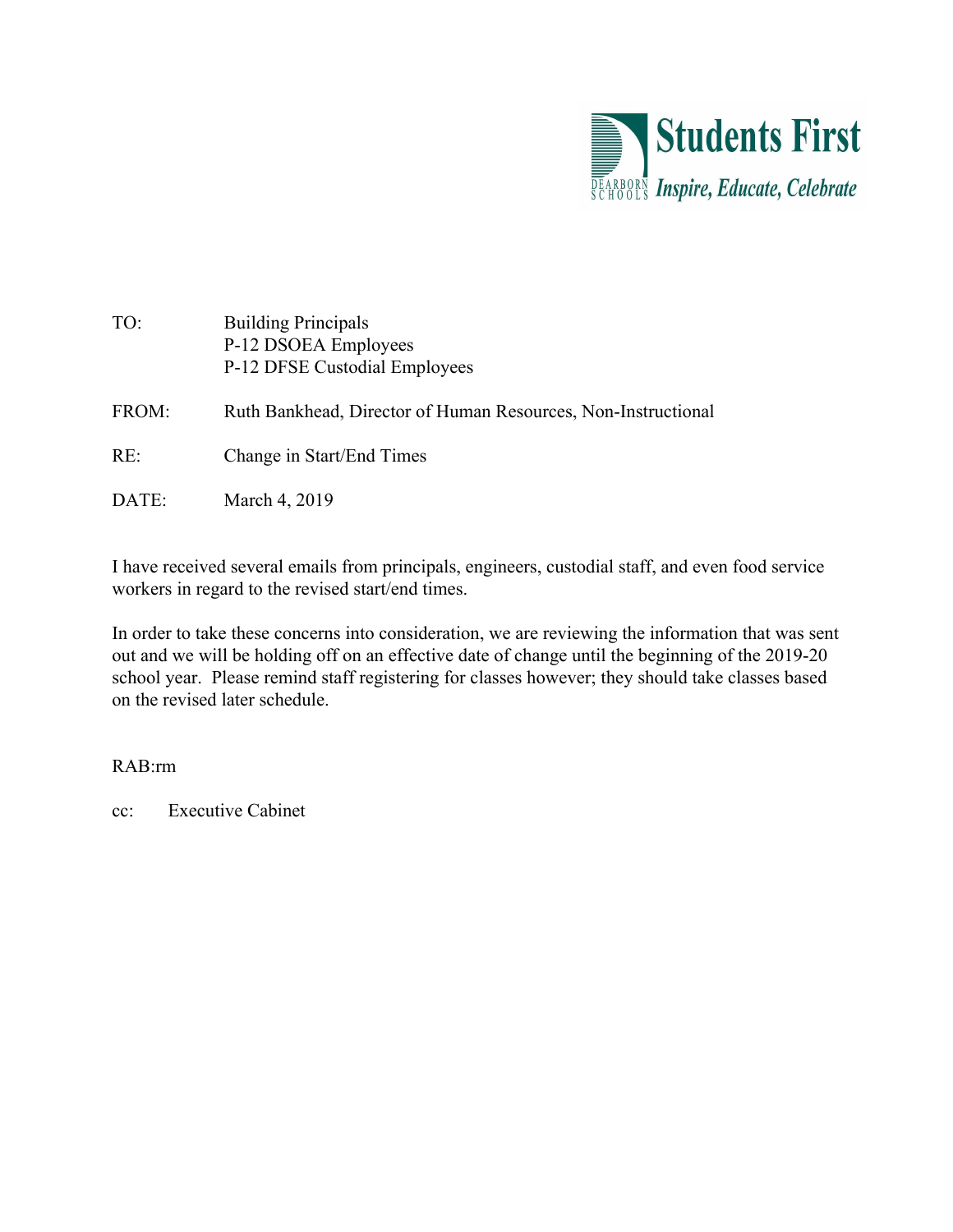**Students First**

DEARBORN SCHOOLS *Inspire, Educate, Celebrate*

TO: Building Principals
P-12 DSOEA Employees
P-12 DFSE Custodial Employees

FROM: Ruth Bankhead, Director of Human Resources, Non-Instructional

RE: Change in Start/End Times

DATE: March 4, 2019

I have received several emails from principals, engineers, custodial staff, and even food service workers in regard to the revised start/end times.

In order to take these concerns into consideration, we are reviewing the information that was sent out and we will be holding off on an effective date of change until the beginning of the 2019-20 school year. Please remind staff registering for classes however; they should take classes based on the revised later schedule.

RAB:rm

cc: Executive Cabinet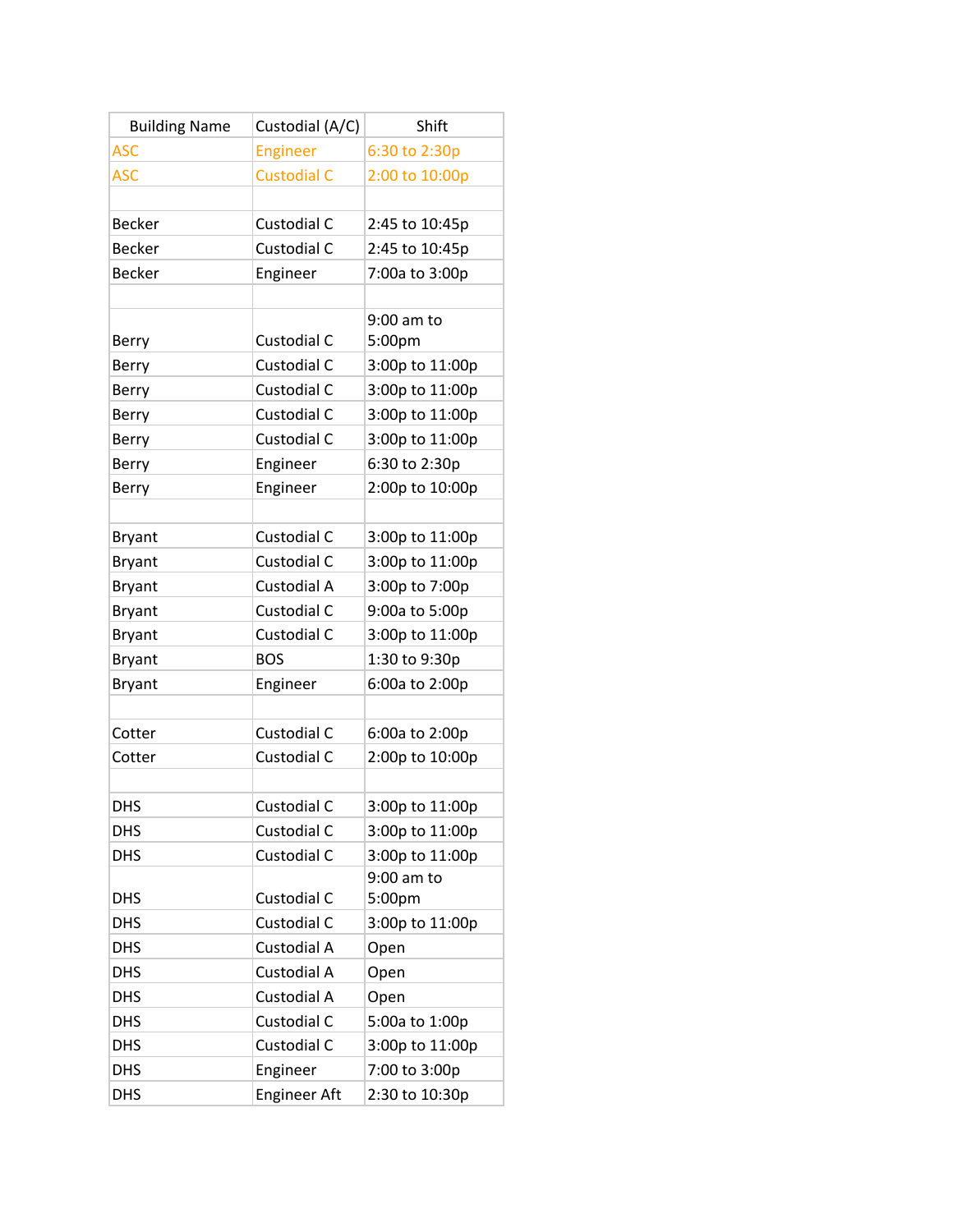| Building Name | Custodial (A/C) | Shift |
| --- | --- | --- |
| ASC | Engineer | 6:30 to 2:30p |
| ASC | Custodial C | 2:00 to 10:00p |
| | | |
| Becker | Custodial C | 2:45 to 10:45p |
| Becker | Custodial C | 2:45 to 10:45p |
| Becker | Engineer | 7:00a to 3:00p |
| | | |
| Berry | Custodial C | 9:00 am to 5:00pm |
| Berry | Custodial C | 3:00p to 11:00p |
| Berry | Custodial C | 3:00p to 11:00p |
| Berry | Custodial C | 3:00p to 11:00p |
| Berry | Custodial C | 3:00p to 11:00p |
| Berry | Engineer | 6:30 to 2:30p |
| Berry | Engineer | 2:00p to 10:00p |
| | | |
| Bryant | Custodial C | 3:00p to 11:00p |
| Bryant | Custodial C | 3:00p to 11:00p |
| Bryant | Custodial A | 3:00p to 7:00p |
| Bryant | Custodial C | 9:00a to 5:00p |
| Bryant | Custodial C | 3:00p to 11:00p |
| Bryant | BOS | 1:30 to 9:30p |
| Bryant | Engineer | 6:00a to 2:00p |
| | | |
| Cotter | Custodial C | 6:00a to 2:00p |
| Cotter | Custodial C | 2:00p to 10:00p |
| | | |
| DHS | Custodial C | 3:00p to 11:00p |
| DHS | Custodial C | 3:00p to 11:00p |
| DHS | Custodial C | 3:00p to 11:00p |
| DHS | Custodial C | 9:00 am to 5:00pm |
| DHS | Custodial C | 3:00p to 11:00p |
| DHS | Custodial A | Open |
| DHS | Custodial A | Open |
| DHS | Custodial A | Open |
| DHS | Custodial C | 5:00a to 1:00p |
| DHS | Custodial C | 3:00p to 11:00p |
| DHS | Engineer | 7:00 to 3:00p |
| DHS | Engineer Aft | 2:30 to 10:30p |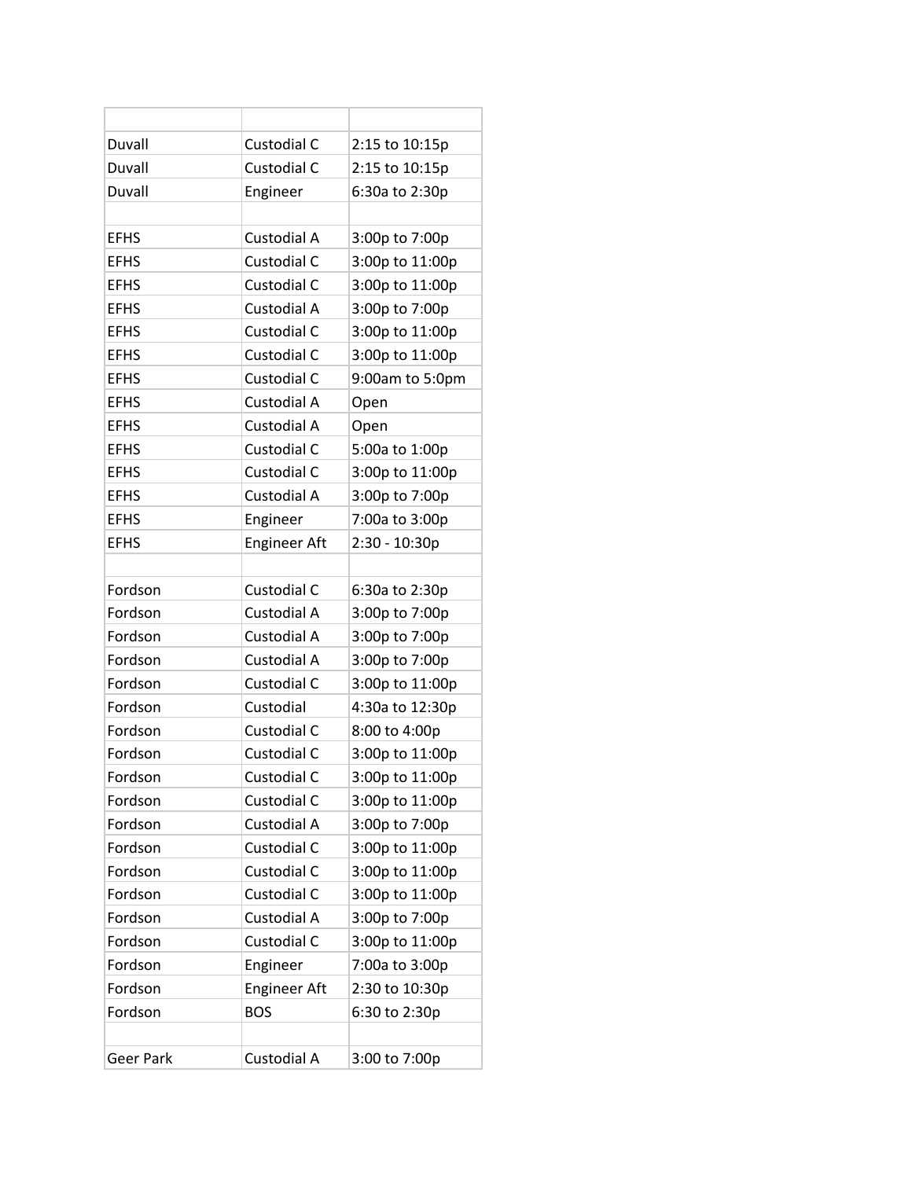| | | |
|---|---|---|
| Duvall | Custodial C | 2:15 to 10:15p |
| Duvall | Custodial C | 2:15 to 10:15p |
| Duvall | Engineer | 6:30a to 2:30p |
| | | |
| EFHS | Custodial A | 3:00p to 7:00p |
| EFHS | Custodial C | 3:00p to 11:00p |
| EFHS | Custodial C | 3:00p to 11:00p |
| EFHS | Custodial A | 3:00p to 7:00p |
| EFHS | Custodial C | 3:00p to 11:00p |
| EFHS | Custodial C | 3:00p to 11:00p |
| EFHS | Custodial C | 9:00am to 5:0pm |
| EFHS | Custodial A | Open |
| EFHS | Custodial A | Open |
| EFHS | Custodial C | 5:00a to 1:00p |
| EFHS | Custodial C | 3:00p to 11:00p |
| EFHS | Custodial A | 3:00p to 7:00p |
| EFHS | Engineer | 7:00a to 3:00p |
| EFHS | Engineer Aft | 2:30 - 10:30p |
| | | |
| Fordson | Custodial C | 6:30a to 2:30p |
| Fordson | Custodial A | 3:00p to 7:00p |
| Fordson | Custodial A | 3:00p to 7:00p |
| Fordson | Custodial A | 3:00p to 7:00p |
| Fordson | Custodial C | 3:00p to 11:00p |
| Fordson | Custodial | 4:30a to 12:30p |
| Fordson | Custodial C | 8:00 to 4:00p |
| Fordson | Custodial C | 3:00p to 11:00p |
| Fordson | Custodial C | 3:00p to 11:00p |
| Fordson | Custodial C | 3:00p to 11:00p |
| Fordson | Custodial A | 3:00p to 7:00p |
| Fordson | Custodial C | 3:00p to 11:00p |
| Fordson | Custodial C | 3:00p to 11:00p |
| Fordson | Custodial C | 3:00p to 11:00p |
| Fordson | Custodial A | 3:00p to 7:00p |
| Fordson | Custodial C | 3:00p to 11:00p |
| Fordson | Engineer | 7:00a to 3:00p |
| Fordson | Engineer Aft | 2:30 to 10:30p |
| Fordson | BOS | 6:30 to 2:30p |
| | | |
| Geer Park | Custodial A | 3:00 to 7:00p |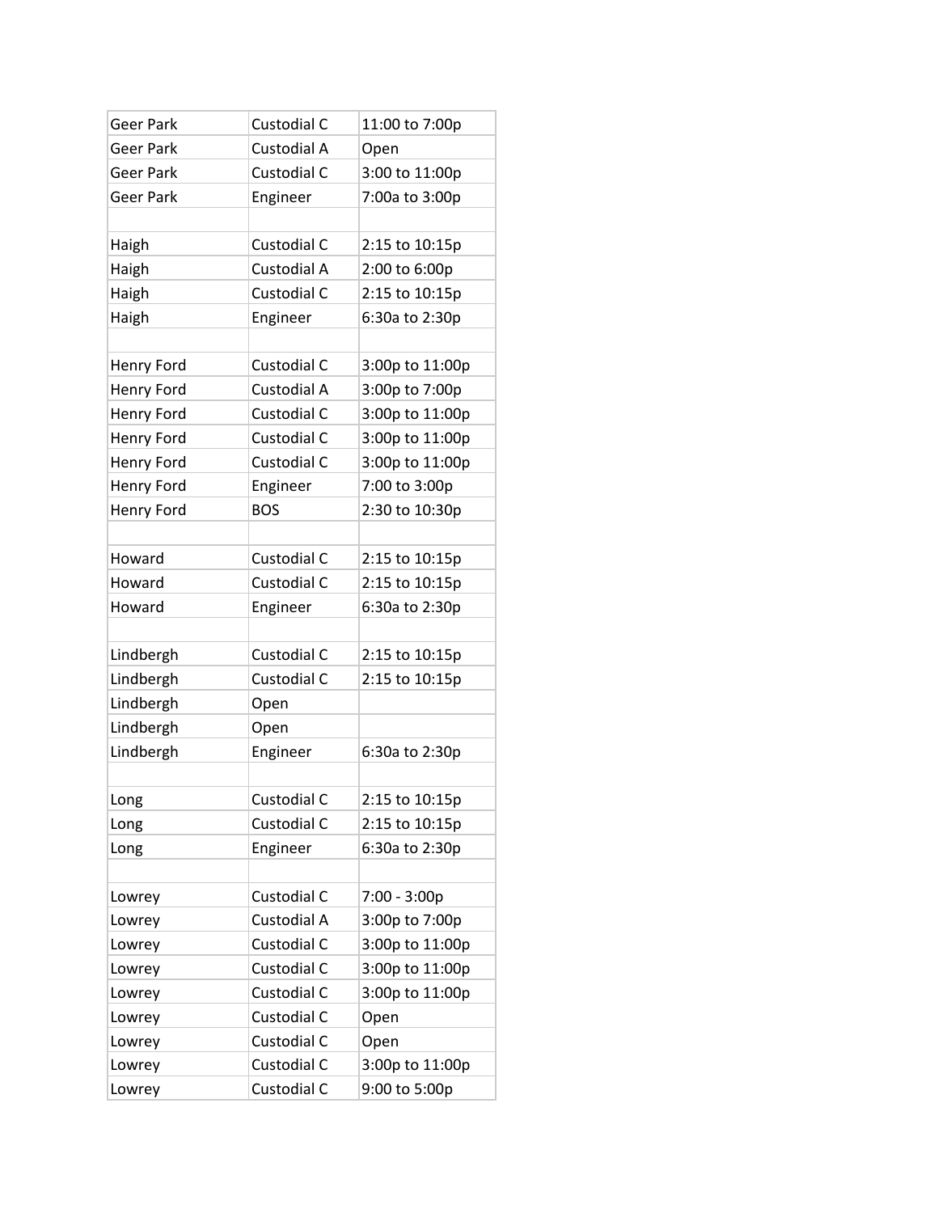| | | |
|---|---|---|
| Geer Park | Custodial C | 11:00 to 7:00p |
| Geer Park | Custodial A | Open |
| Geer Park | Custodial C | 3:00 to 11:00p |
| Geer Park | Engineer | 7:00a to 3:00p |
| | | |
| Haigh | Custodial C | 2:15 to 10:15p |
| Haigh | Custodial A | 2:00 to 6:00p |
| Haigh | Custodial C | 2:15 to 10:15p |
| Haigh | Engineer | 6:30a to 2:30p |
| | | |
| Henry Ford | Custodial C | 3:00p to 11:00p |
| Henry Ford | Custodial A | 3:00p to 7:00p |
| Henry Ford | Custodial C | 3:00p to 11:00p |
| Henry Ford | Custodial C | 3:00p to 11:00p |
| Henry Ford | Custodial C | 3:00p to 11:00p |
| Henry Ford | Engineer | 7:00 to 3:00p |
| Henry Ford | BOS | 2:30 to 10:30p |
| | | |
| Howard | Custodial C | 2:15 to 10:15p |
| Howard | Custodial C | 2:15 to 10:15p |
| Howard | Engineer | 6:30a to 2:30p |
| | | |
| Lindbergh | Custodial C | 2:15 to 10:15p |
| Lindbergh | Custodial C | 2:15 to 10:15p |
| Lindbergh | Open | |
| Lindbergh | Open | |
| Lindbergh | Engineer | 6:30a to 2:30p |
| | | |
| Long | Custodial C | 2:15 to 10:15p |
| Long | Custodial C | 2:15 to 10:15p |
| Long | Engineer | 6:30a to 2:30p |
| | | |
| Lowrey | Custodial C | 7:00 - 3:00p |
| Lowrey | Custodial A | 3:00p to 7:00p |
| Lowrey | Custodial C | 3:00p to 11:00p |
| Lowrey | Custodial C | 3:00p to 11:00p |
| Lowrey | Custodial C | 3:00p to 11:00p |
| Lowrey | Custodial C | Open |
| Lowrey | Custodial C | Open |
| Lowrey | Custodial C | 3:00p to 11:00p |
| Lowrey | Custodial C | 9:00 to 5:00p |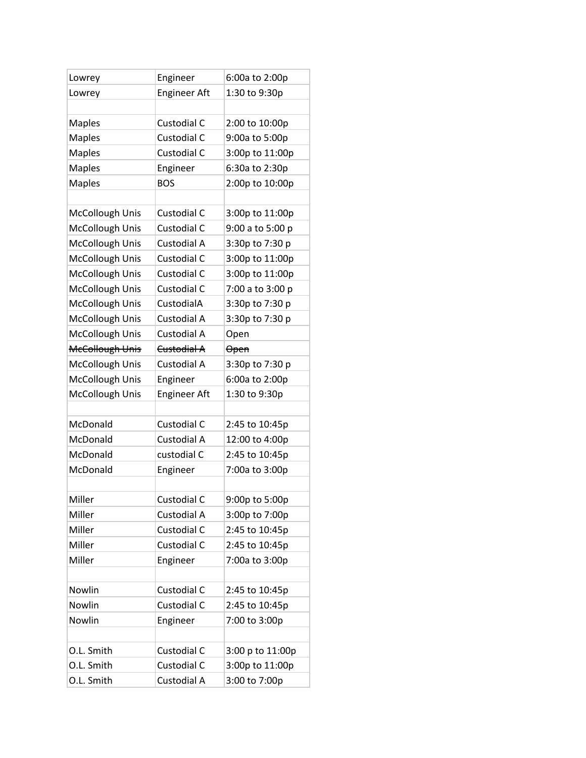| Lowrey | Engineer | 6:00a to 2:00p |
|---|---|---|
| Lowrey | Engineer Aft | 1:30 to 9:30p |
| | | |
| Maples | Custodial C | 2:00 to 10:00p |
| Maples | Custodial C | 9:00a to 5:00p |
| Maples | Custodial C | 3:00p to 11:00p |
| Maples | Engineer | 6:30a to 2:30p |
| Maples | BOS | 2:00p to 10:00p |
| | | |
| McCollough Unis | Custodial C | 3:00p to 11:00p |
| McCollough Unis | Custodial C | 9:00 a to 5:00 p |
| McCollough Unis | Custodial A | 3:30p to 7:30 p |
| McCollough Unis | Custodial C | 3:00p to 11:00p |
| McCollough Unis | Custodial C | 3:00p to 11:00p |
| McCollough Unis | Custodial C | 7:00 a to 3:00 p |
| McCollough Unis | CustodialA | 3:30p to 7:30 p |
| McCollough Unis | Custodial A | 3:30p to 7:30 p |
| McCollough Unis | Custodial A | Open |
| ~~McCollough Unis~~ | ~~Custodial A~~ | ~~Open~~ |
| McCollough Unis | Custodial A | 3:30p to 7:30 p |
| McCollough Unis | Engineer | 6:00a to 2:00p |
| McCollough Unis | Engineer Aft | 1:30 to 9:30p |
| | | |
| McDonald | Custodial C | 2:45 to 10:45p |
| McDonald | Custodial A | 12:00 to 4:00p |
| McDonald | custodial C | 2:45 to 10:45p |
| McDonald | Engineer | 7:00a to 3:00p |
| | | |
| Miller | Custodial C | 9:00p to 5:00p |
| Miller | Custodial A | 3:00p to 7:00p |
| Miller | Custodial C | 2:45 to 10:45p |
| Miller | Custodial C | 2:45 to 10:45p |
| Miller | Engineer | 7:00a to 3:00p |
| | | |
| Nowlin | Custodial C | 2:45 to 10:45p |
| Nowlin | Custodial C | 2:45 to 10:45p |
| Nowlin | Engineer | 7:00 to 3:00p |
| | | |
| O.L. Smith | Custodial C | 3:00 p to 11:00p |
| O.L. Smith | Custodial C | 3:00p to 11:00p |
| O.L. Smith | Custodial A | 3:00 to 7:00p |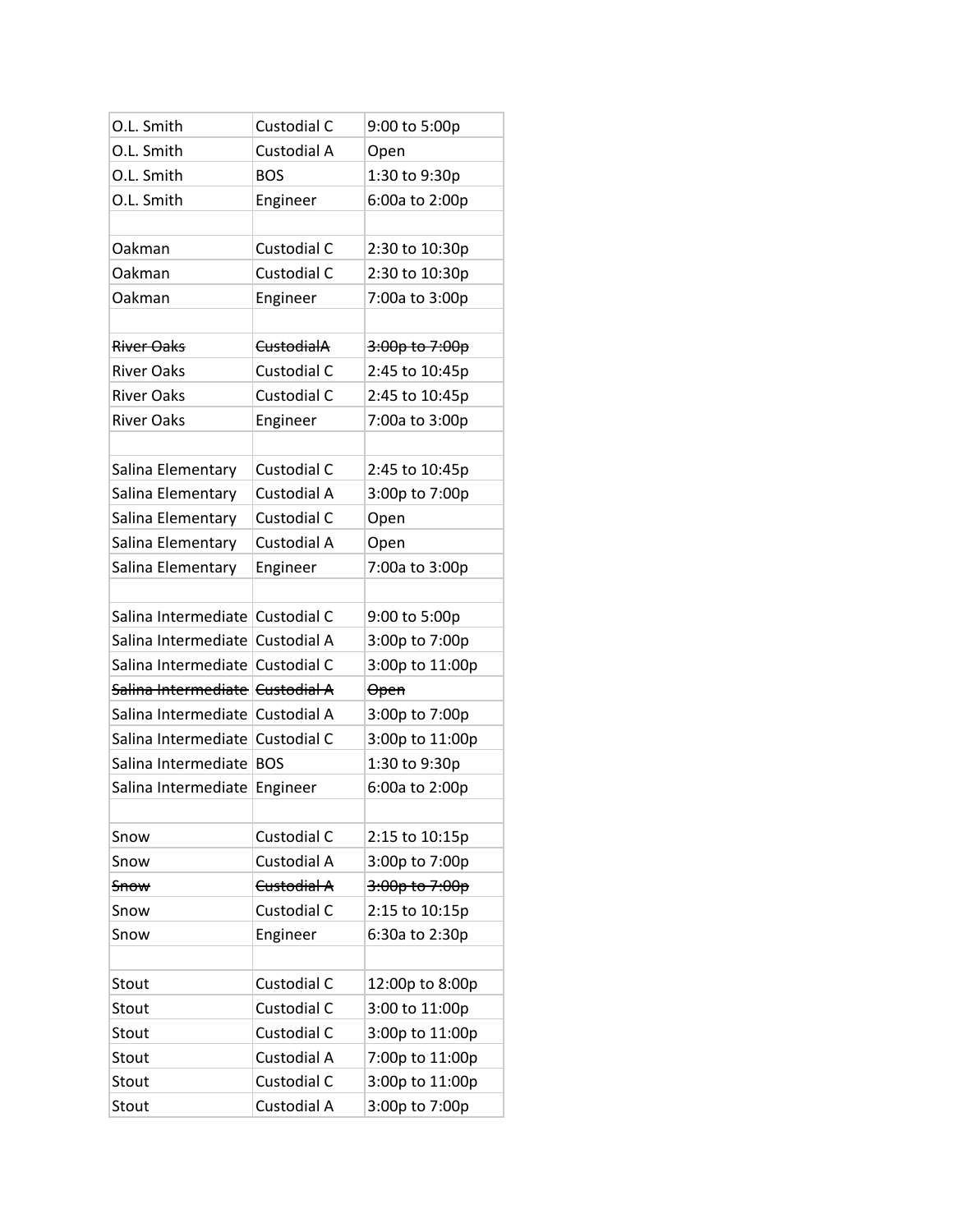| O.L. Smith | Custodial C | 9:00 to 5:00p |
|---|---|---|
| O.L. Smith | Custodial A | Open |
| O.L. Smith | BOS | 1:30 to 9:30p |
| O.L. Smith | Engineer | 6:00a to 2:00p |
| | | |
| Oakman | Custodial C | 2:30 to 10:30p |
| Oakman | Custodial C | 2:30 to 10:30p |
| Oakman | Engineer | 7:00a to 3:00p |
| | | |
| ~~River Oaks~~ | ~~CustodialA~~ | ~~3:00p to 7:00p~~ |
| River Oaks | Custodial C | 2:45 to 10:45p |
| River Oaks | Custodial C | 2:45 to 10:45p |
| River Oaks | Engineer | 7:00a to 3:00p |
| | | |
| Salina Elementary | Custodial C | 2:45 to 10:45p |
| Salina Elementary | Custodial A | 3:00p to 7:00p |
| Salina Elementary | Custodial C | Open |
| Salina Elementary | Custodial A | Open |
| Salina Elementary | Engineer | 7:00a to 3:00p |
| | | |
| Salina Intermediate | Custodial C | 9:00 to 5:00p |
| Salina Intermediate | Custodial A | 3:00p to 7:00p |
| Salina Intermediate | Custodial C | 3:00p to 11:00p |
| ~~Salina Intermediate~~ | ~~Custodial A~~ | ~~Open~~ |
| Salina Intermediate | Custodial A | 3:00p to 7:00p |
| Salina Intermediate | Custodial C | 3:00p to 11:00p |
| Salina Intermediate | BOS | 1:30 to 9:30p |
| Salina Intermediate | Engineer | 6:00a to 2:00p |
| | | |
| Snow | Custodial C | 2:15 to 10:15p |
| Snow | Custodial A | 3:00p to 7:00p |
| ~~Snow~~ | ~~Custodial A~~ | ~~3:00p to 7:00p~~ |
| Snow | Custodial C | 2:15 to 10:15p |
| Snow | Engineer | 6:30a to 2:30p |
| | | |
| Stout | Custodial C | 12:00p to 8:00p |
| Stout | Custodial C | 3:00 to 11:00p |
| Stout | Custodial C | 3:00p to 11:00p |
| Stout | Custodial A | 7:00p to 11:00p |
| Stout | Custodial C | 3:00p to 11:00p |
| Stout | Custodial A | 3:00p to 7:00p |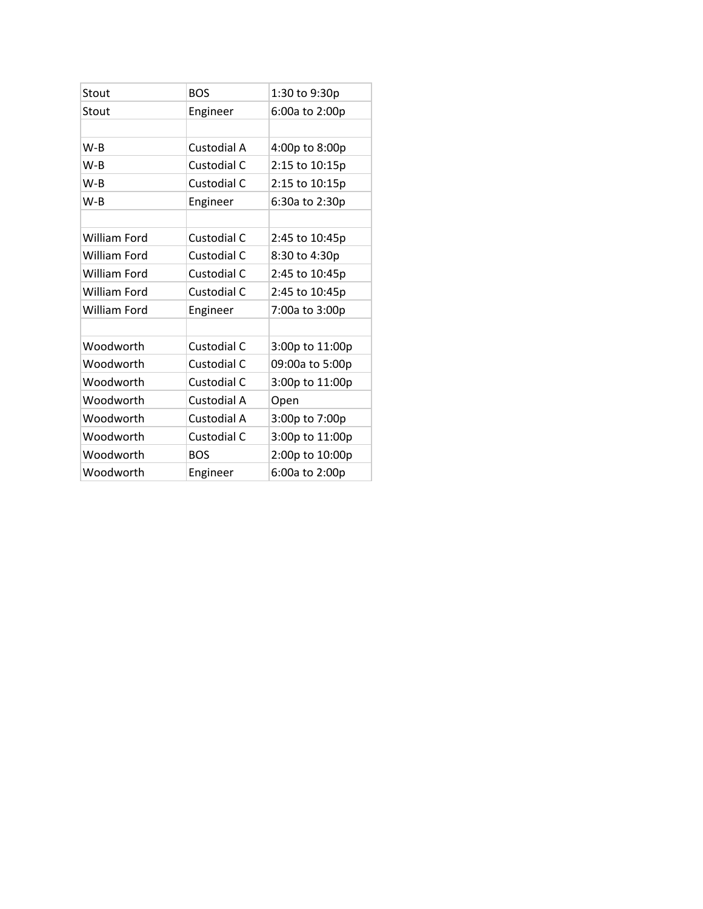| | | |
|---|---|---|
| Stout | BOS | 1:30 to 9:30p |
| Stout | Engineer | 6:00a to 2:00p |
| | | |
| W-B | Custodial A | 4:00p to 8:00p |
| W-B | Custodial C | 2:15 to 10:15p |
| W-B | Custodial C | 2:15 to 10:15p |
| W-B | Engineer | 6:30a to 2:30p |
| | | |
| William Ford | Custodial C | 2:45 to 10:45p |
| William Ford | Custodial C | 8:30 to 4:30p |
| William Ford | Custodial C | 2:45 to 10:45p |
| William Ford | Custodial C | 2:45 to 10:45p |
| William Ford | Engineer | 7:00a to 3:00p |
| | | |
| Woodworth | Custodial C | 3:00p to 11:00p |
| Woodworth | Custodial C | 09:00a to 5:00p |
| Woodworth | Custodial C | 3:00p to 11:00p |
| Woodworth | Custodial A | Open |
| Woodworth | Custodial A | 3:00p to 7:00p |
| Woodworth | Custodial C | 3:00p to 11:00p |
| Woodworth | BOS | 2:00p to 10:00p |
| Woodworth | Engineer | 6:00a to 2:00p |